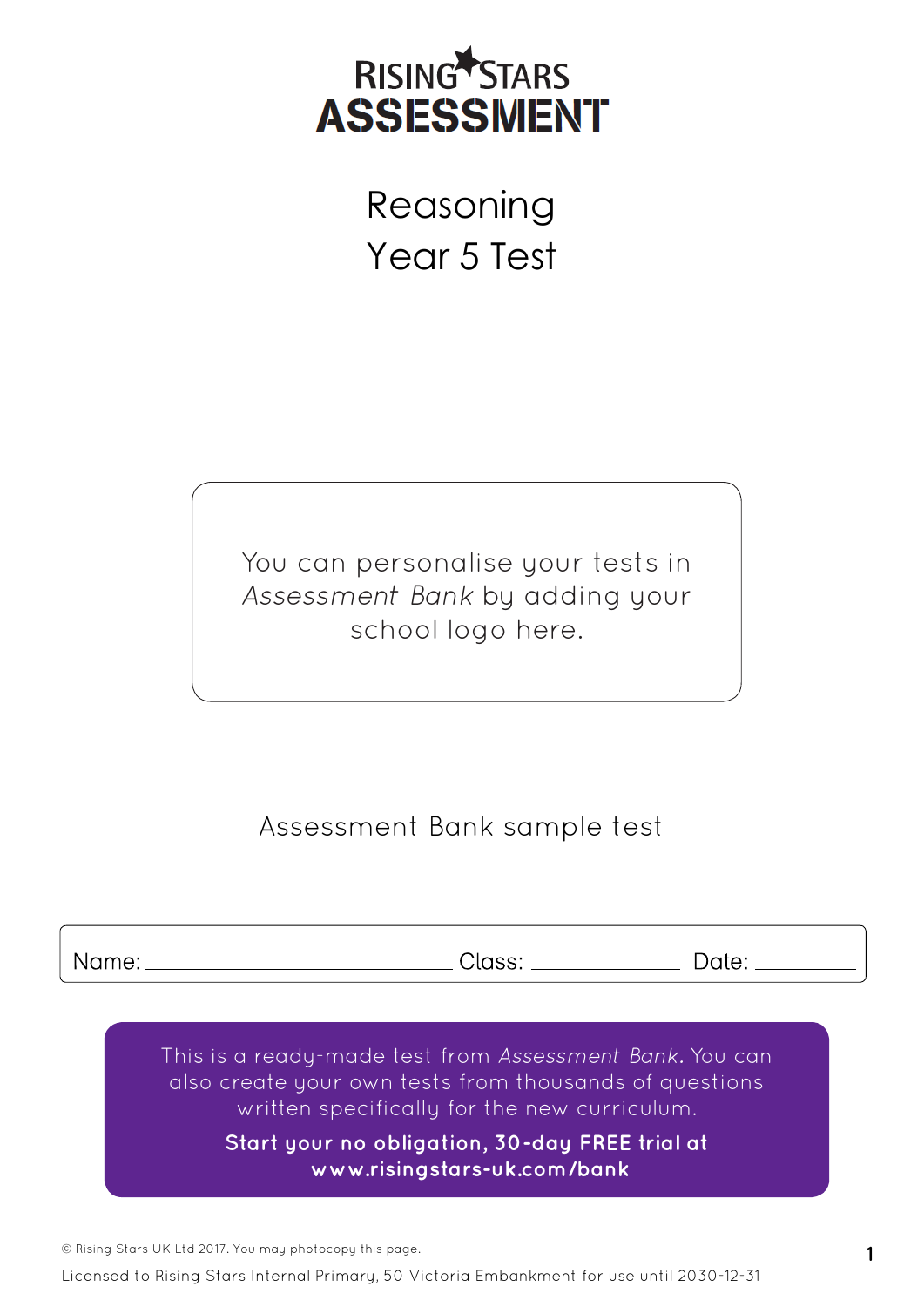# RISING STARS ASSESSMENT

# Reasoning
# Year 5 Test

You can personalise your tests in *Assessment Bank* by adding your school logo here.

Assessment Bank sample test

Name: ____________________ Class: __________ Date: ________

This is a ready-made test from *Assessment Bank*. You can also create your own tests from thousands of questions written specifically for the new curriculum.

**Start your no obligation, 30-day FREE trial at www.risingstars-uk.com/bank**

© Rising Stars UK Ltd 2017. You may photocopy this page.

Licensed to Rising Stars Internal Primary, 50 Victoria Embankment for use until 2030-12-31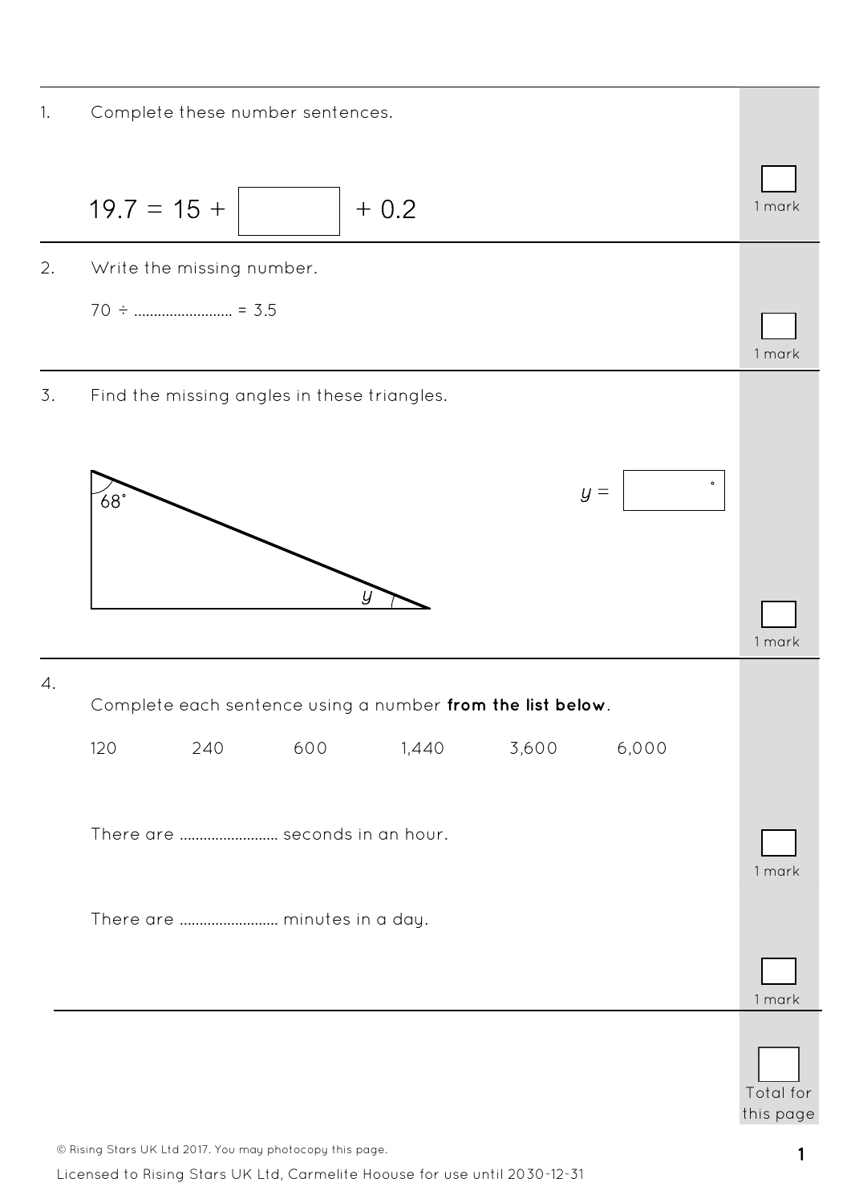1. Complete these number sentences.

$$19.7 = 15 + \boxed{\phantom{00}} + 0.2$$

1 mark

2. Write the missing number.

$70 \div$ ......................... $= 3.5$

1 mark

3. Find the missing angles in these triangles.

68°

$y$

$y =$ $\boxed{\phantom{00}}$ °

1 mark

4. Complete each sentence using a number **from the list below**.

120 240 600 1,440 3,600 6,000

There are ......................... seconds in an hour.

1 mark

There are ......................... minutes in a day.

1 mark

Total for this page

© Rising Stars UK Ltd 2017. You may photocopy this page.

Licensed to Rising Stars UK Ltd, Carmelite Hoouse for use until 2030-12-31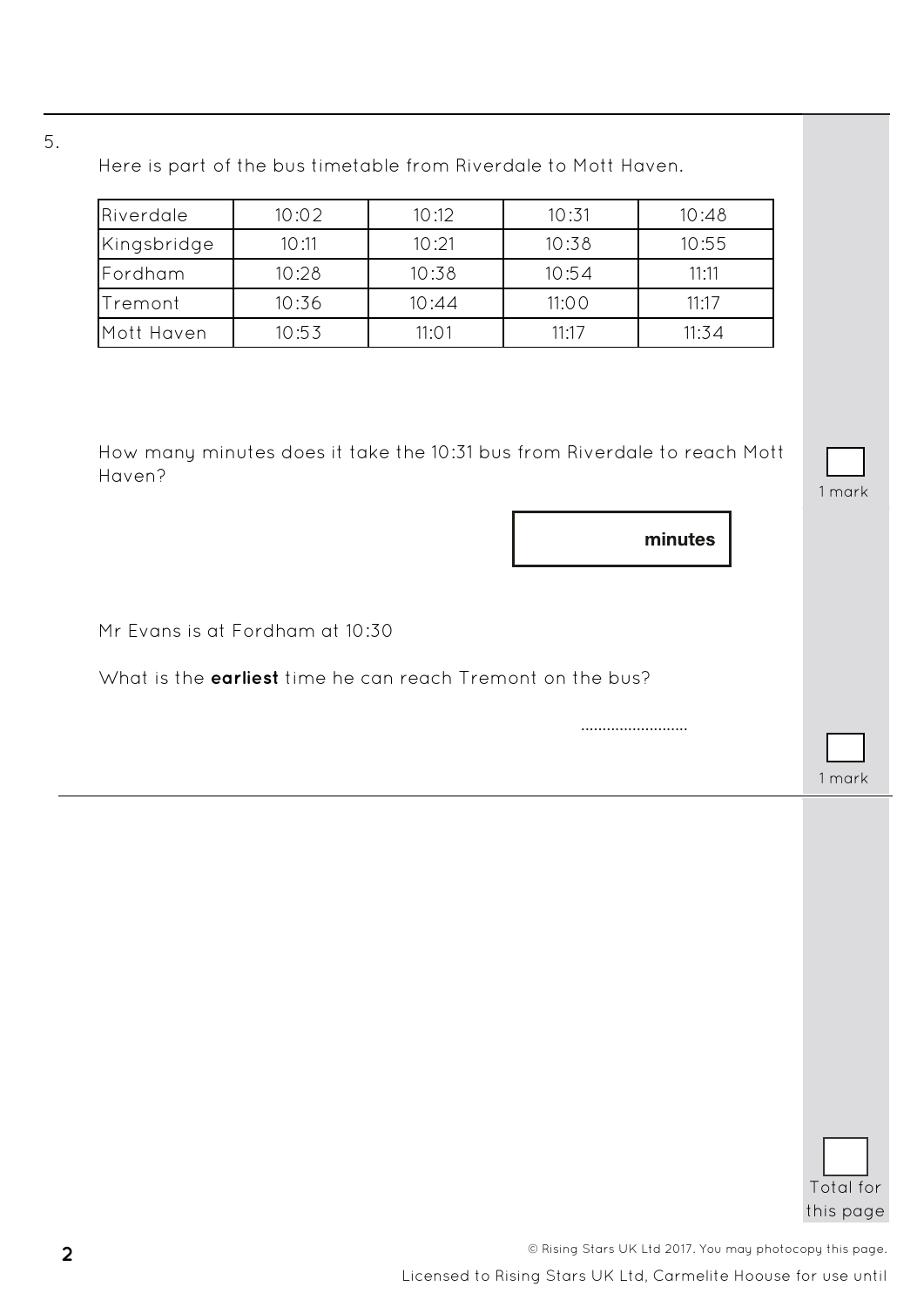5.

Here is part of the bus timetable from Riverdale to Mott Haven.

| Riverdale | 10:02 | 10:12 | 10:31 | 10:48 |
|---|---|---|---|---|
| Kingsbridge | 10:11 | 10:21 | 10:38 | 10:55 |
| Fordham | 10:28 | 10:38 | 10:54 | 11:11 |
| Tremont | 10:36 | 10:44 | 11:00 | 11:17 |
| Mott Haven | 10:53 | 11:01 | 11:17 | 11:34 |

How many minutes does it take the 10:31 bus from Riverdale to reach Mott Haven?

1 mark

**minutes**

Mr Evans is at Fordham at 10:30

What is the **earliest** time he can reach Tremont on the bus?

.........................

1 mark

Total for this page

© Rising Stars UK Ltd 2017. You may photocopy this page.

Licensed to Rising Stars UK Ltd, Carmelite Hoouse for use until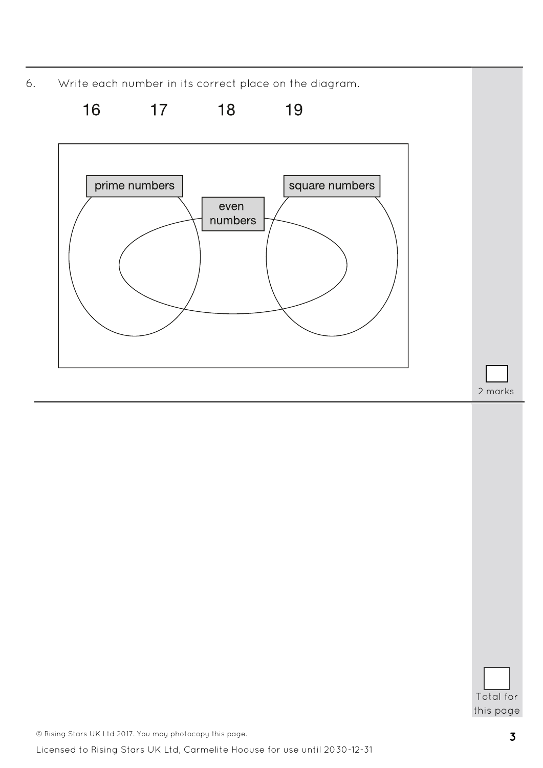6. Write each number in its correct place on the diagram.

16 17 18 19

prime numbers

even numbers

square numbers

2 marks

Total for this page

© Rising Stars UK Ltd 2017. You may photocopy this page.

Licensed to Rising Stars UK Ltd, Carmelite Hoouse for use until 2030-12-31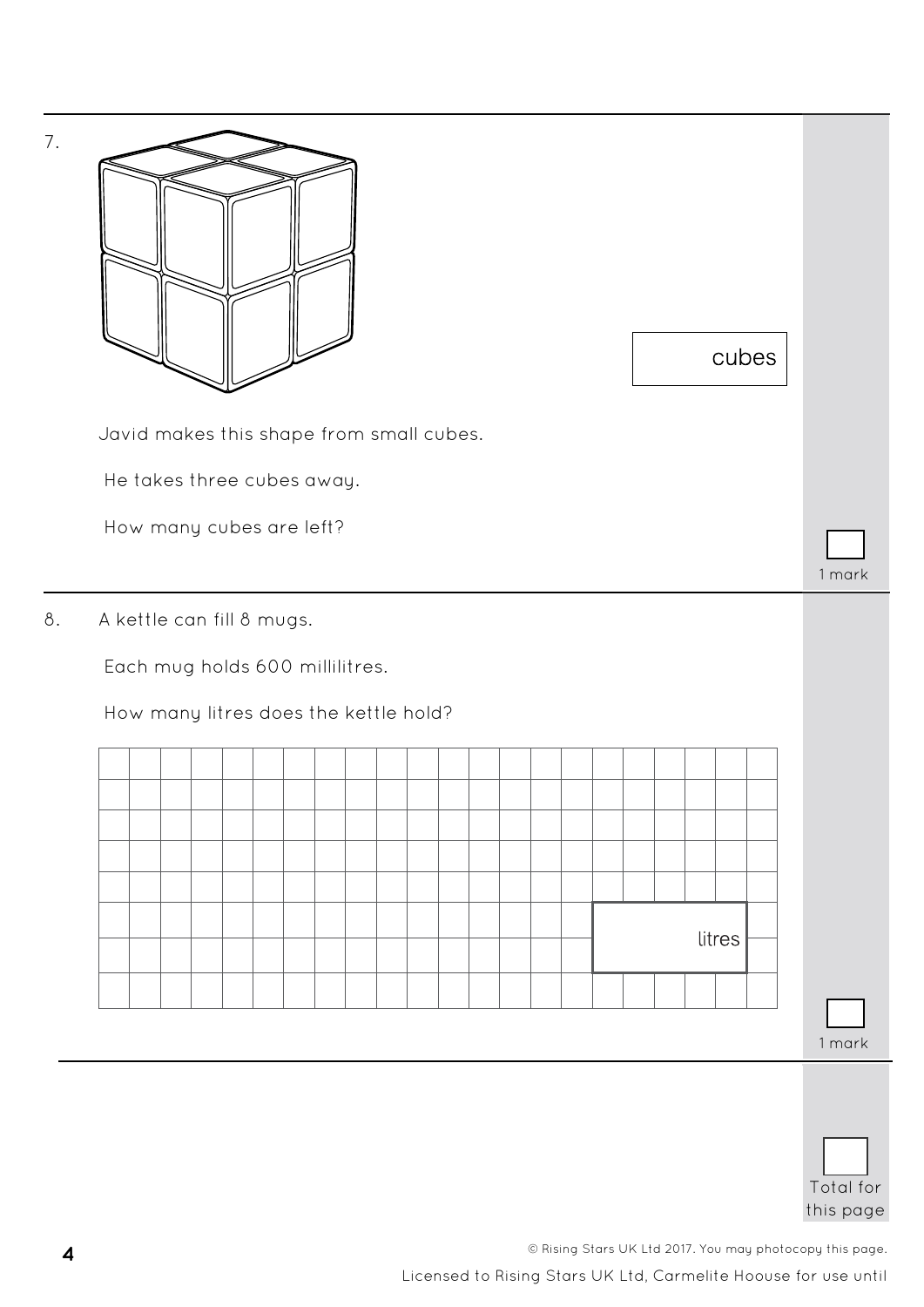7.

Javid makes this shape from small cubes.

He takes three cubes away.

How many cubes are left?

cubes

1 mark

8. A kettle can fill 8 mugs.

Each mug holds 600 millilitres.

How many litres does the kettle hold?

litres

1 mark

Total for this page

© Rising Stars UK Ltd 2017. You may photocopy this page.

Licensed to Rising Stars UK Ltd, Carmelite Hoouse for use until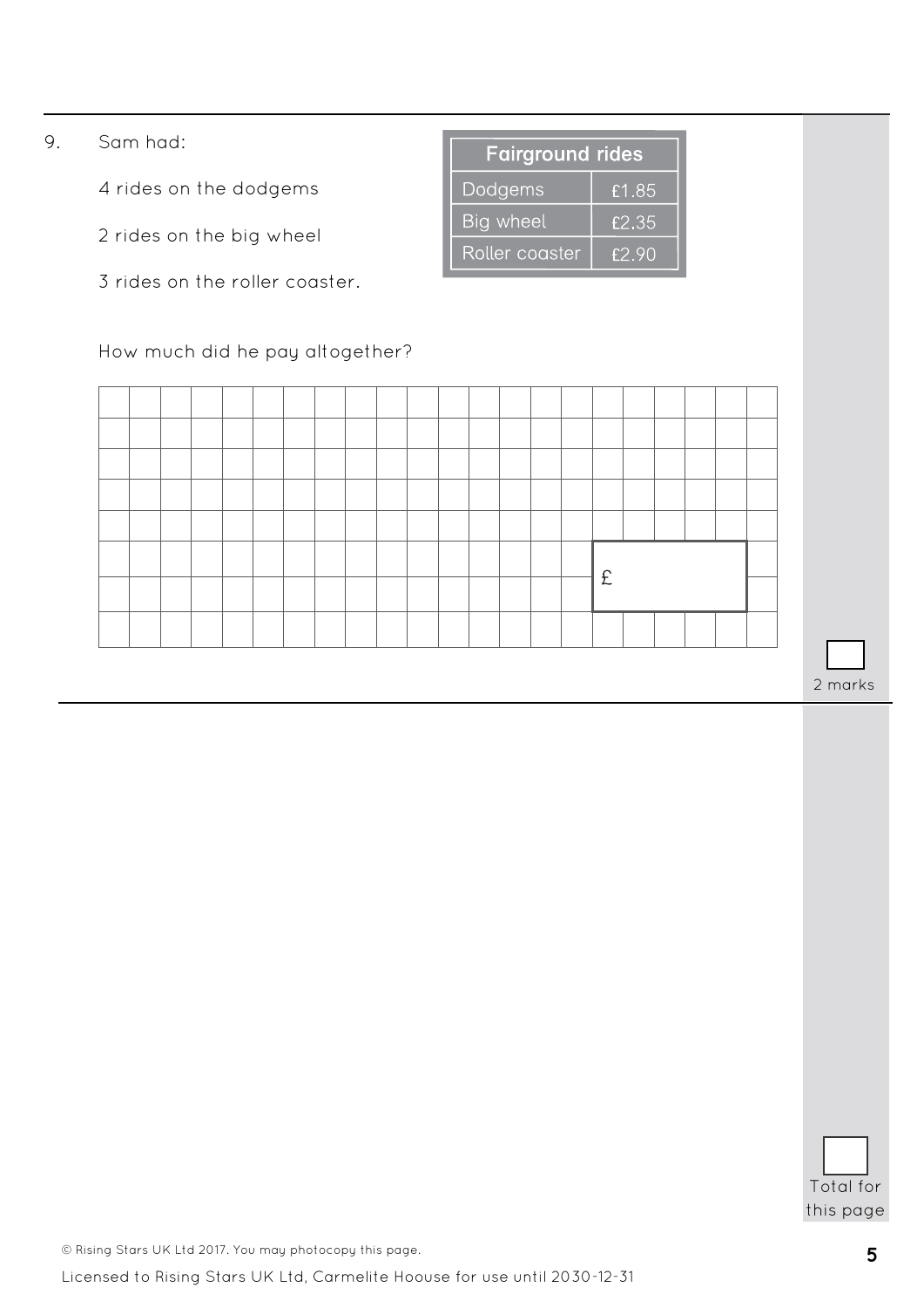9. Sam had:

4 rides on the dodgems

2 rides on the big wheel

3 rides on the roller coaster.

| Fairground rides | |
|---|---|
| Dodgems | £1.85 |
| Big wheel | £2.35 |
| Roller coaster | £2.90 |

How much did he pay altogether?

£

2 marks

Total for this page

© Rising Stars UK Ltd 2017. You may photocopy this page.

Licensed to Rising Stars UK Ltd, Carmelite Hoouse for use until 2030-12-31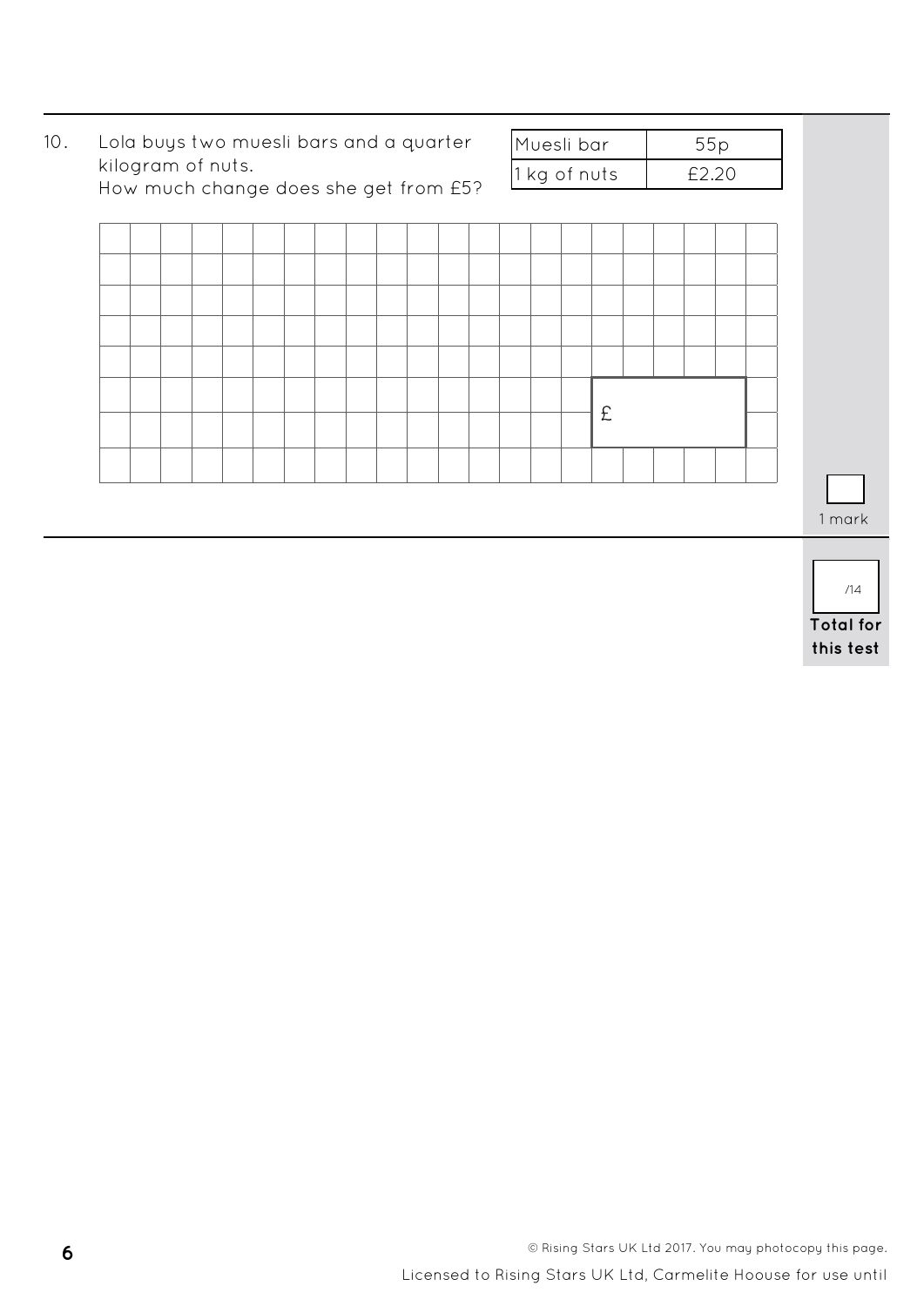10. Lola buys two muesli bars and a quarter kilogram of nuts.
How much change does she get from £5?

| Muesli bar | 55p |
|---|---|
| 1 kg of nuts | £2.20 |

£

1 mark

/14

**Total for this test**

© Rising Stars UK Ltd 2017. You may photocopy this page.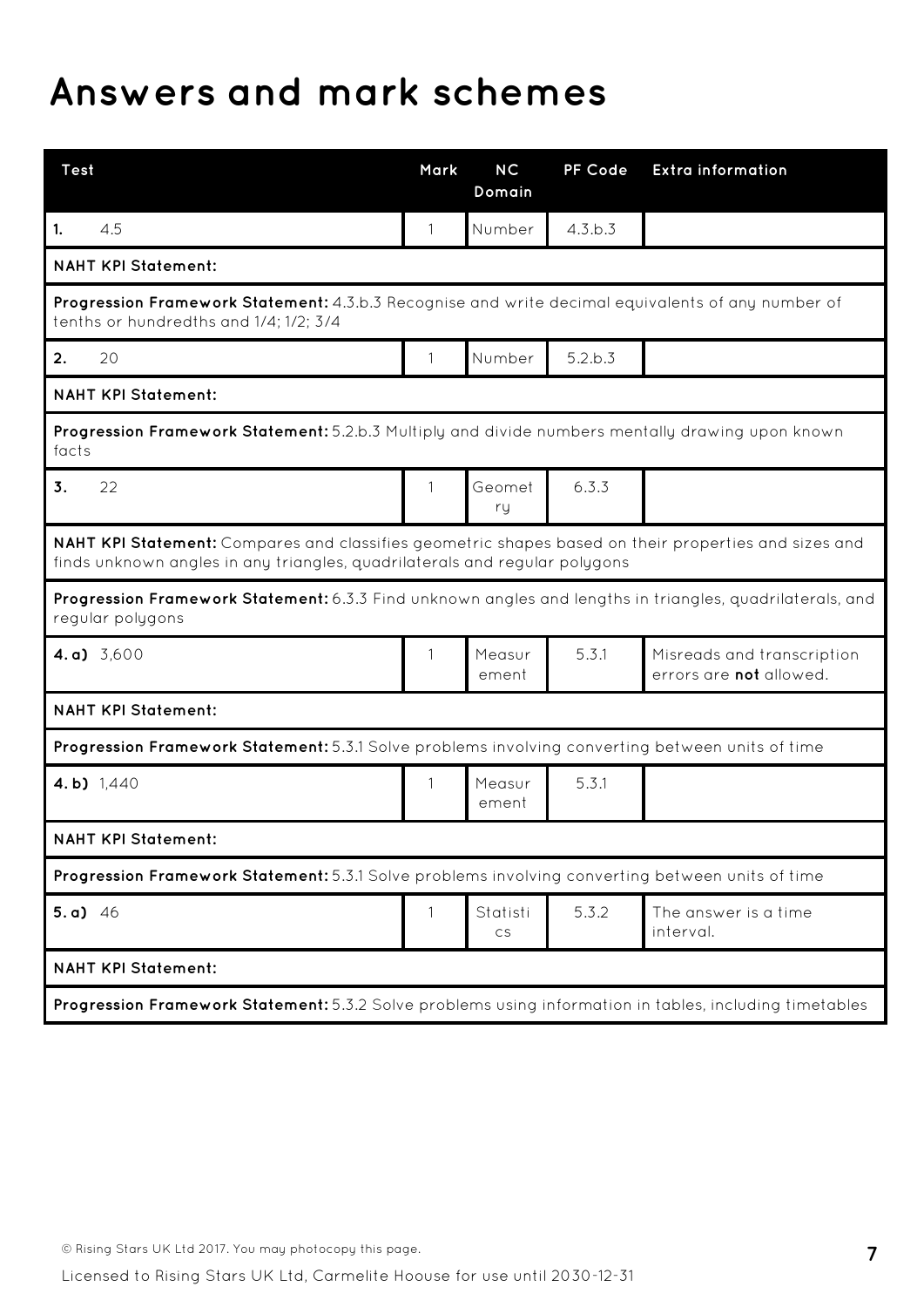# Answers and mark schemes

| Test | Mark | NC Domain | PF Code | Extra information |
|---|---|---|---|---|
| **1.** 4.5 | 1 | Number | 4.3.b.3 | |
| **NAHT KPI Statement:** | | | | |
| **Progression Framework Statement:** 4.3.b.3 Recognise and write decimal equivalents of any number of tenths or hundredths and 1/4; 1/2; 3/4 | | | | |
| **2.** 20 | 1 | Number | 5.2.b.3 | |
| **NAHT KPI Statement:** | | | | |
| **Progression Framework Statement:** 5.2.b.3 Multiply and divide numbers mentally drawing upon known facts | | | | |
| **3.** 22 | 1 | Geometry | 6.3.3 | |
| **NAHT KPI Statement:** Compares and classifies geometric shapes based on their properties and sizes and finds unknown angles in any triangles, quadrilaterals and regular polygons | | | | |
| **Progression Framework Statement:** 6.3.3 Find unknown angles and lengths in triangles, quadrilaterals, and regular polygons | | | | |
| **4. a)** 3,600 | 1 | Measurement | 5.3.1 | Misreads and transcription errors are **not** allowed. |
| **NAHT KPI Statement:** | | | | |
| **Progression Framework Statement:** 5.3.1 Solve problems involving converting between units of time | | | | |
| **4. b)** 1,440 | 1 | Measurement | 5.3.1 | |
| **NAHT KPI Statement:** | | | | |
| **Progression Framework Statement:** 5.3.1 Solve problems involving converting between units of time | | | | |
| **5. a)** 46 | 1 | Statistics | 5.3.2 | The answer is a time interval. |
| **NAHT KPI Statement:** | | | | |
| **Progression Framework Statement:** 5.3.2 Solve problems using information in tables, including timetables | | | | |

© Rising Stars UK Ltd 2017. You may photocopy this page.

Licensed to Rising Stars UK Ltd, Carmelite Hoouse for use until 2030-12-31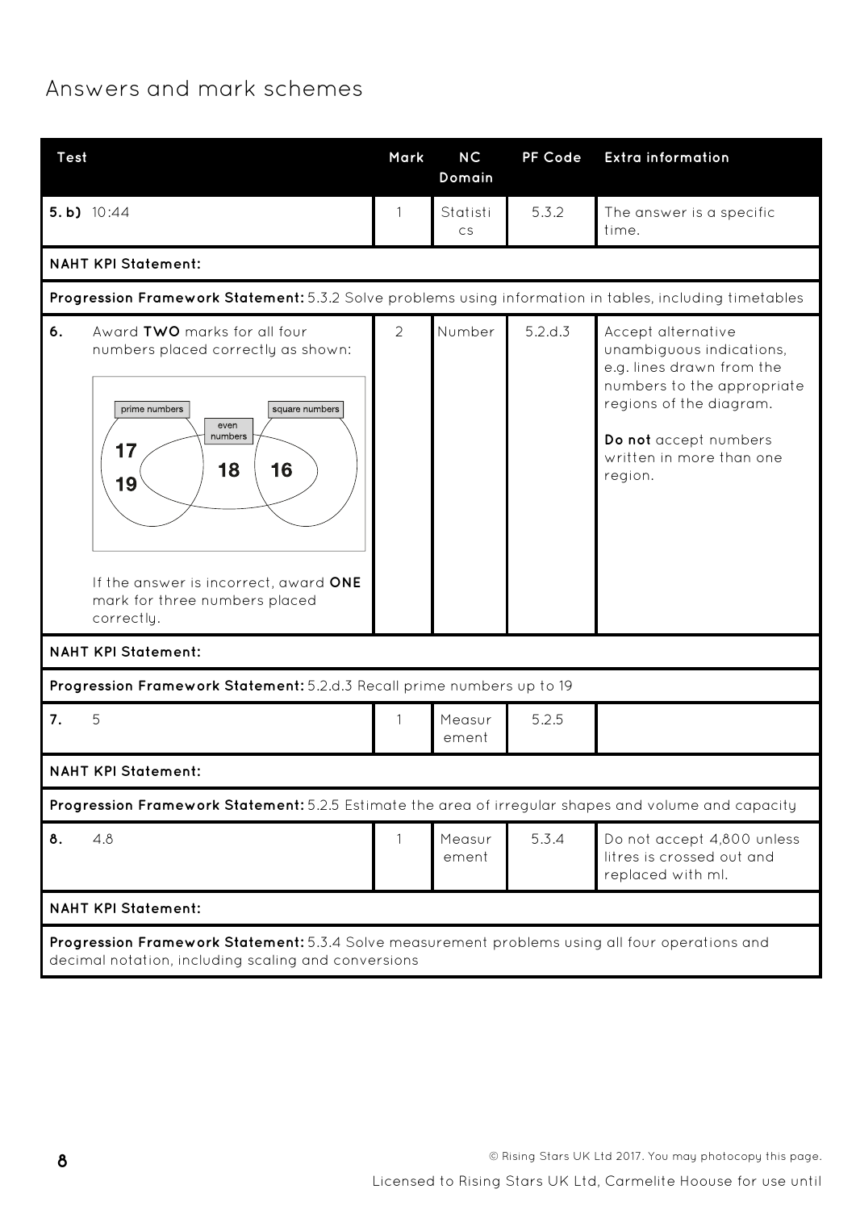## Answers and mark schemes

| Test | Mark | NC Domain | PF Code | Extra information |
|---|---|---|---|---|
| **5. b)** 10:44 | 1 | Statistics | 5.3.2 | The answer is a specific time. |
| **NAHT KPI Statement:** | | | | |
| **Progression Framework Statement:** 5.3.2 Solve problems using information in tables, including timetables | | | | |
| **6.** Award **TWO** marks for all four numbers placed correctly as shown: Venn diagram with regions: prime numbers (17, 19 in prime only), even numbers (18 in even only), square numbers (16 in square and even overlap). If the answer is incorrect, award **ONE** mark for three numbers placed correctly. | 2 | Number | 5.2.d.3 | Accept alternative unambiguous indications, e.g. lines drawn from the numbers to the appropriate regions of the diagram. **Do not** accept numbers written in more than one region. |
| **NAHT KPI Statement:** | | | | |
| **Progression Framework Statement:** 5.2.d.3 Recall prime numbers up to 19 | | | | |
| **7.** 5 | 1 | Measurement | 5.2.5 | |
| **NAHT KPI Statement:** | | | | |
| **Progression Framework Statement:** 5.2.5 Estimate the area of irregular shapes and volume and capacity | | | | |
| **8.** 4.8 | 1 | Measurement | 5.3.4 | Do not accept 4,800 unless litres is crossed out and replaced with ml. |
| **NAHT KPI Statement:** | | | | |
| **Progression Framework Statement:** 5.3.4 Solve measurement problems using all four operations and decimal notation, including scaling and conversions | | | | |

© Rising Stars UK Ltd 2017. You may photocopy this page.

Licensed to Rising Stars UK Ltd, Carmelite Hoouse for use until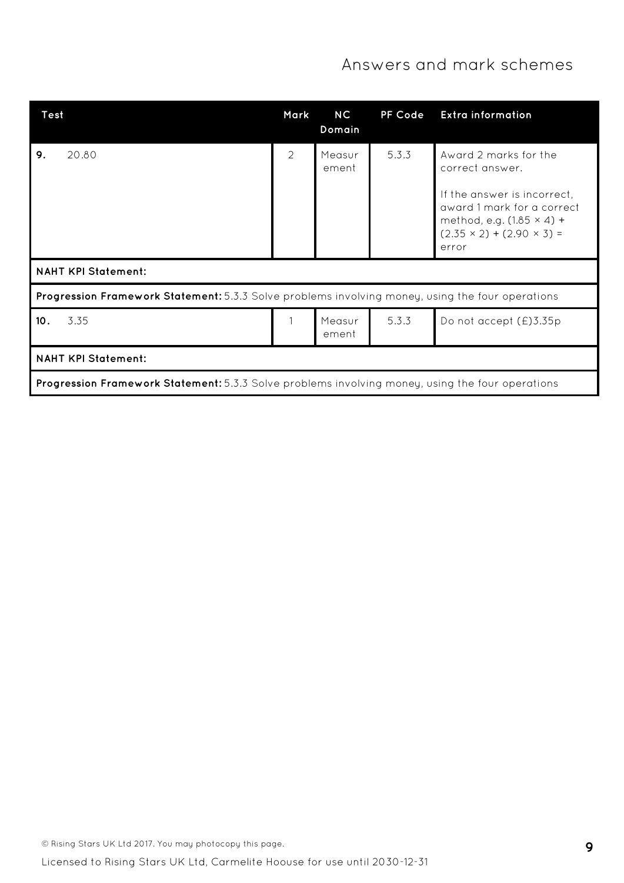| Test | Mark | NC Domain | PF Code | Extra information |
|---|---|---|---|---|
| **9.** 20.80 | 2 | Measurement | 5.3.3 | Award 2 marks for the correct answer.<br><br>If the answer is incorrect, award 1 mark for a correct method, e.g. $(1.85 \times 4) + (2.35 \times 2) + (2.90 \times 3) =$ error |
| **NAHT KPI Statement:** | | | | |
| **Progression Framework Statement:** 5.3.3 Solve problems involving money, using the four operations | | | | |
| **10.** 3.35 | 1 | Measurement | 5.3.3 | Do not accept (£)3.35p |
| **NAHT KPI Statement:** | | | | |
| **Progression Framework Statement:** 5.3.3 Solve problems involving money, using the four operations | | | | |

© Rising Stars UK Ltd 2017. You may photocopy this page.

Licensed to Rising Stars UK Ltd, Carmelite Hoouse for use until 2030-12-31